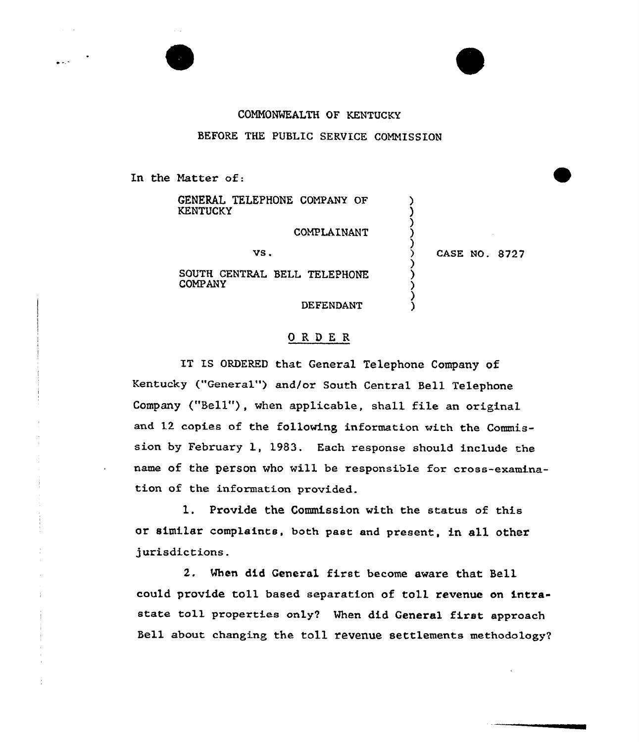COMMONWEALTH OF KENTUCKY

BEFORE THE PUBLIC SERVICE COMMISSION

In the Matter of:

GENERAL TELEPHONE COMPANY OF KENTUCKY

COMPLAINANT

vs.

SOUTH CENTRAL BELL TELEPHONE COMPANY

DEFENDANT

CASE NO. 8727

## O R D E R

IT IS ORDERED that General Telephone Company of Kentucky ("General") and/or South Central Bell Telephone Company ("Bell"), when applicable, shall file an original and 12 copies of the following information with the Commission by February 1, 1983. Each response should include the name of the person who will be responsible for cross-examination of the information provided.

1. Provide the Commission with the status of this or similar complaints, both past and present, in all other jurisdictions.

2. When did General first become aware that Bell could provide toll based separation of toll revenue on intrastate toll properties only? When did General first approach Bell about changing the toll revenue settlements methodology?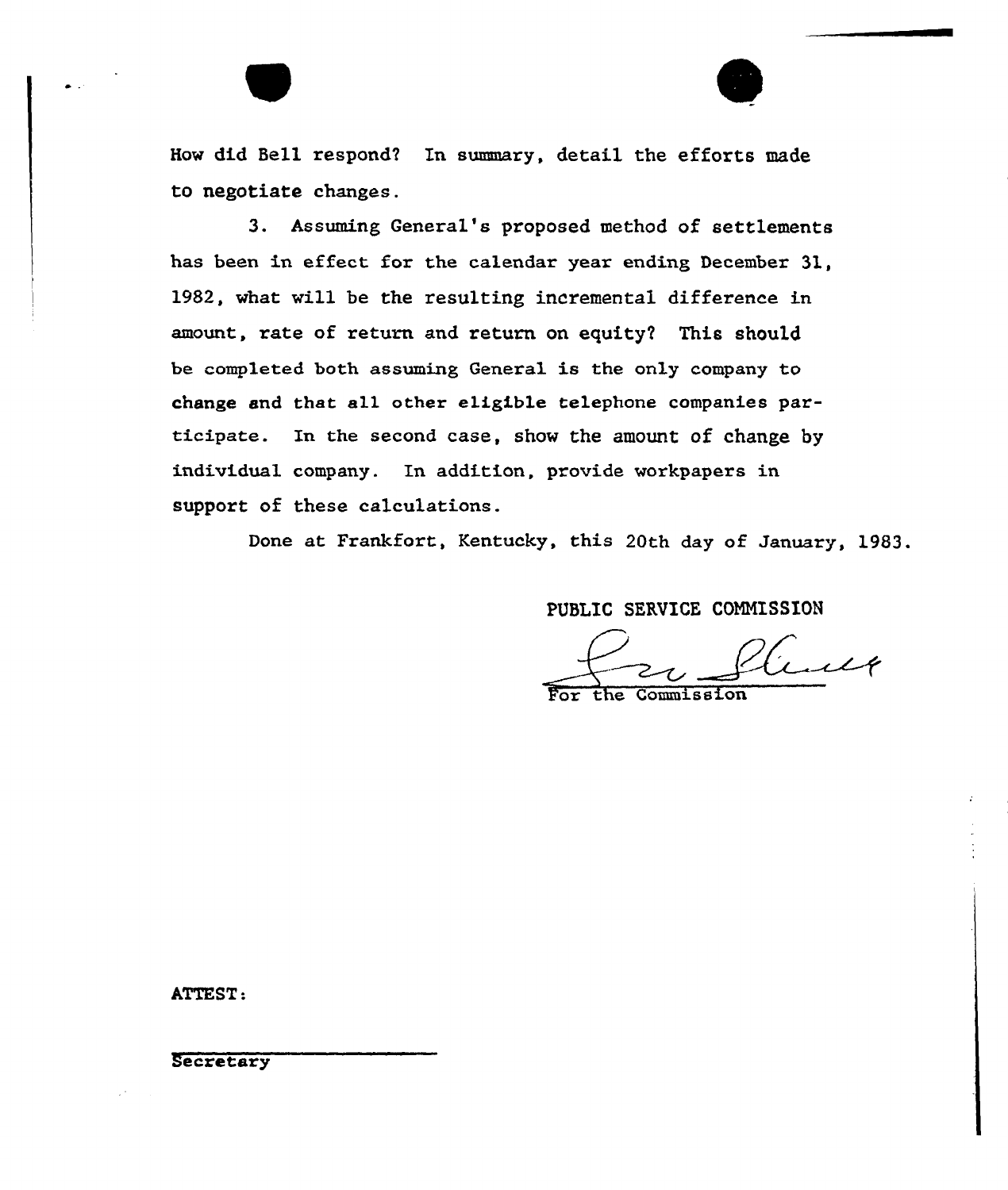How did Bell respond? In summary, detail the efforts made to negotiate changes.

3. Assuming General's proposed method of settlements has been in effect for the calendar year ending December 31, 1982, what will be the resulting incremental difference in amount, rate of return and return on equity? This should be completed both assuming General is the only company to change and that all other eligible telephone companies participate. In the second case, show the amount of change by individual company. In addition, provide workpapers in support of these calculations.

Done at Frankfort, Kentucky, this 20th day of January, 1983.

PUBLIC SERVICE COMMISSION

For the Commission

ATTEST:

Secretary